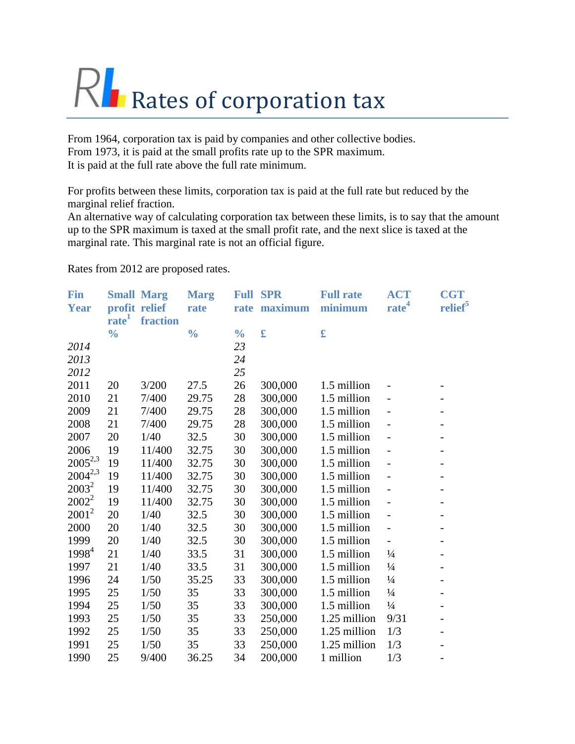# Rates of corporation tax

From 1964, corporation tax is paid by companies and other collective bodies.
From 1973, it is paid at the small profits rate up to the SPR maximum.
It is paid at the full rate above the full rate minimum.

For profits between these limits, corporation tax is paid at the full rate but reduced by the marginal relief fraction.
An alternative way of calculating corporation tax between these limits, is to say that the amount up to the SPR maximum is taxed at the small profit rate, and the next slice is taxed at the marginal rate. This marginal rate is not an official figure.

Rates from 2012 are proposed rates.

| Fin Year | Small profit rate[1] | Marg relief fraction | Marg rate | Full rate | SPR maximum | Full rate minimum | ACT rate[4] | CGT relief[5] |
|---|---|---|---|---|---|---|---|---|
| | % | | % | % | £ | £ | | |
| *2014* | | | | *23* | | | | |
| *2013* | | | | *24* | | | | |
| *2012* | | | | *25* | | | | |
| 2011 | 20 | 3/200 | 27.5 | 26 | 300,000 | 1.5 million | - | - |
| 2010 | 21 | 7/400 | 29.75 | 28 | 300,000 | 1.5 million | - | - |
| 2009 | 21 | 7/400 | 29.75 | 28 | 300,000 | 1.5 million | - | - |
| 2008 | 21 | 7/400 | 29.75 | 28 | 300,000 | 1.5 million | - | - |
| 2007 | 20 | 1/40 | 32.5 | 30 | 300,000 | 1.5 million | - | - |
| 2006 | 19 | 11/400 | 32.75 | 30 | 300,000 | 1.5 million | - | - |
| 2005[2,3] | 19 | 11/400 | 32.75 | 30 | 300,000 | 1.5 million | - | - |
| 2004[2,3] | 19 | 11/400 | 32.75 | 30 | 300,000 | 1.5 million | - | - |
| 2003[2] | 19 | 11/400 | 32.75 | 30 | 300,000 | 1.5 million | - | - |
| 2002[2] | 19 | 11/400 | 32.75 | 30 | 300,000 | 1.5 million | - | - |
| 2001[2] | 20 | 1/40 | 32.5 | 30 | 300,000 | 1.5 million | - | - |
| 2000 | 20 | 1/40 | 32.5 | 30 | 300,000 | 1.5 million | - | - |
| 1999 | 20 | 1/40 | 32.5 | 30 | 300,000 | 1.5 million | - | - |
| 1998[4] | 21 | 1/40 | 33.5 | 31 | 300,000 | 1.5 million | ¼ | - |
| 1997 | 21 | 1/40 | 33.5 | 31 | 300,000 | 1.5 million | ¼ | - |
| 1996 | 24 | 1/50 | 35.25 | 33 | 300,000 | 1.5 million | ¼ | - |
| 1995 | 25 | 1/50 | 35 | 33 | 300,000 | 1.5 million | ¼ | - |
| 1994 | 25 | 1/50 | 35 | 33 | 300,000 | 1.5 million | ¼ | - |
| 1993 | 25 | 1/50 | 35 | 33 | 250,000 | 1.25 million | 9/31 | - |
| 1992 | 25 | 1/50 | 35 | 33 | 250,000 | 1.25 million | 1/3 | - |
| 1991 | 25 | 1/50 | 35 | 33 | 250,000 | 1.25 million | 1/3 | - |
| 1990 | 25 | 9/400 | 36.25 | 34 | 200,000 | 1 million | 1/3 | - |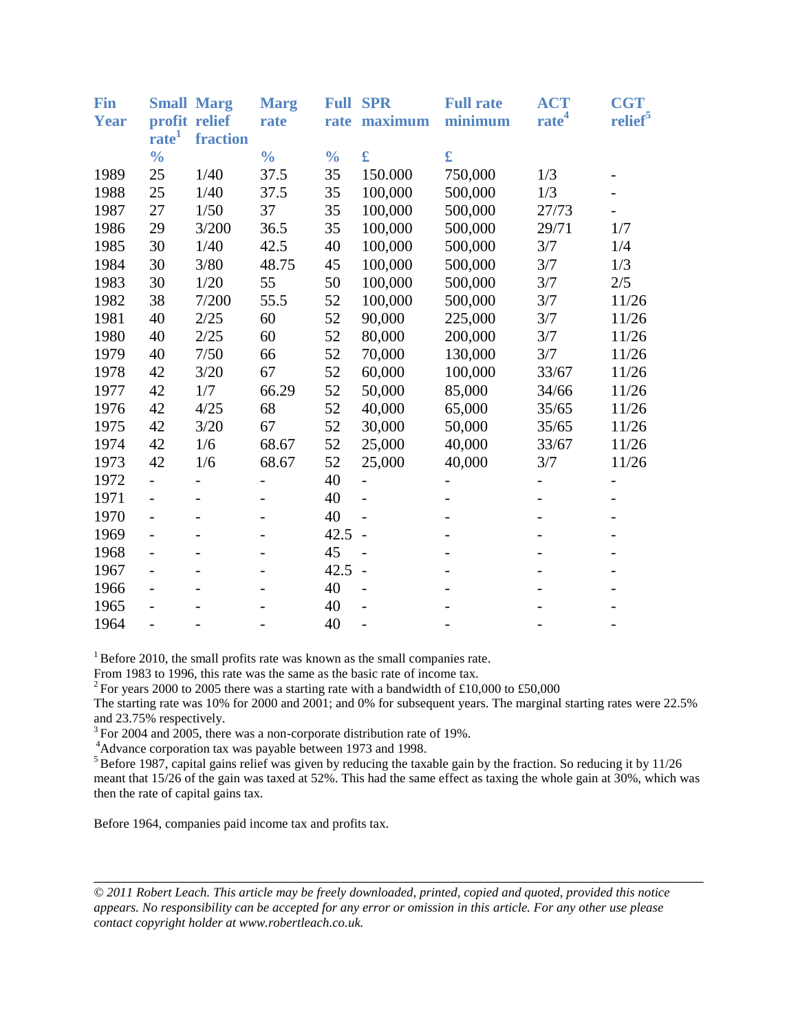| Fin Year | Small profit rate[1] | Marg relief fraction | Marg rate | Full rate | SPR maximum | Full rate minimum | ACT rate[4] | CGT relief[5] |
|---|---|---|---|---|---|---|---|---|
| | % | | % | % | £ | £ | | |
| 1989 | 25 | 1/40 | 37.5 | 35 | 150.000 | 750,000 | 1/3 | - |
| 1988 | 25 | 1/40 | 37.5 | 35 | 100,000 | 500,000 | 1/3 | - |
| 1987 | 27 | 1/50 | 37 | 35 | 100,000 | 500,000 | 27/73 | - |
| 1986 | 29 | 3/200 | 36.5 | 35 | 100,000 | 500,000 | 29/71 | 1/7 |
| 1985 | 30 | 1/40 | 42.5 | 40 | 100,000 | 500,000 | 3/7 | 1/4 |
| 1984 | 30 | 3/80 | 48.75 | 45 | 100,000 | 500,000 | 3/7 | 1/3 |
| 1983 | 30 | 1/20 | 55 | 50 | 100,000 | 500,000 | 3/7 | 2/5 |
| 1982 | 38 | 7/200 | 55.5 | 52 | 100,000 | 500,000 | 3/7 | 11/26 |
| 1981 | 40 | 2/25 | 60 | 52 | 90,000 | 225,000 | 3/7 | 11/26 |
| 1980 | 40 | 2/25 | 60 | 52 | 80,000 | 200,000 | 3/7 | 11/26 |
| 1979 | 40 | 7/50 | 66 | 52 | 70,000 | 130,000 | 3/7 | 11/26 |
| 1978 | 42 | 3/20 | 67 | 52 | 60,000 | 100,000 | 33/67 | 11/26 |
| 1977 | 42 | 1/7 | 66.29 | 52 | 50,000 | 85,000 | 34/66 | 11/26 |
| 1976 | 42 | 4/25 | 68 | 52 | 40,000 | 65,000 | 35/65 | 11/26 |
| 1975 | 42 | 3/20 | 67 | 52 | 30,000 | 50,000 | 35/65 | 11/26 |
| 1974 | 42 | 1/6 | 68.67 | 52 | 25,000 | 40,000 | 33/67 | 11/26 |
| 1973 | 42 | 1/6 | 68.67 | 52 | 25,000 | 40,000 | 3/7 | 11/26 |
| 1972 | - | - | - | 40 | - | - | - | - |
| 1971 | - | - | - | 40 | - | - | - | - |
| 1970 | - | - | - | 40 | - | - | - | - |
| 1969 | - | - | - | 42.5 | - | - | - | - |
| 1968 | - | - | - | 45 | - | - | - | - |
| 1967 | - | - | - | 42.5 | - | - | - | - |
| 1966 | - | - | - | 40 | - | - | - | - |
| 1965 | - | - | - | 40 | - | - | - | - |
| 1964 | - | - | - | 40 | - | - | - | - |

[1] Before 2010, the small profits rate was known as the small companies rate.
From 1983 to 1996, this rate was the same as the basic rate of income tax.
[2] For years 2000 to 2005 there was a starting rate with a bandwidth of £10,000 to £50,000
The starting rate was 10% for 2000 and 2001; and 0% for subsequent years. The marginal starting rates were 22.5% and 23.75% respectively.
[3] For 2004 and 2005, there was a non-corporate distribution rate of 19%.
[4] Advance corporation tax was payable between 1973 and 1998.
[5] Before 1987, capital gains relief was given by reducing the taxable gain by the fraction. So reducing it by 11/26 meant that 15/26 of the gain was taxed at 52%. This had the same effect as taxing the whole gain at 30%, which was then the rate of capital gains tax.

Before 1964, companies paid income tax and profits tax.

---

*© 2011 Robert Leach. This article may be freely downloaded, printed, copied and quoted, provided this notice appears. No responsibility can be accepted for any error or omission in this article. For any other use please contact copyright holder at www.robertleach.co.uk.*